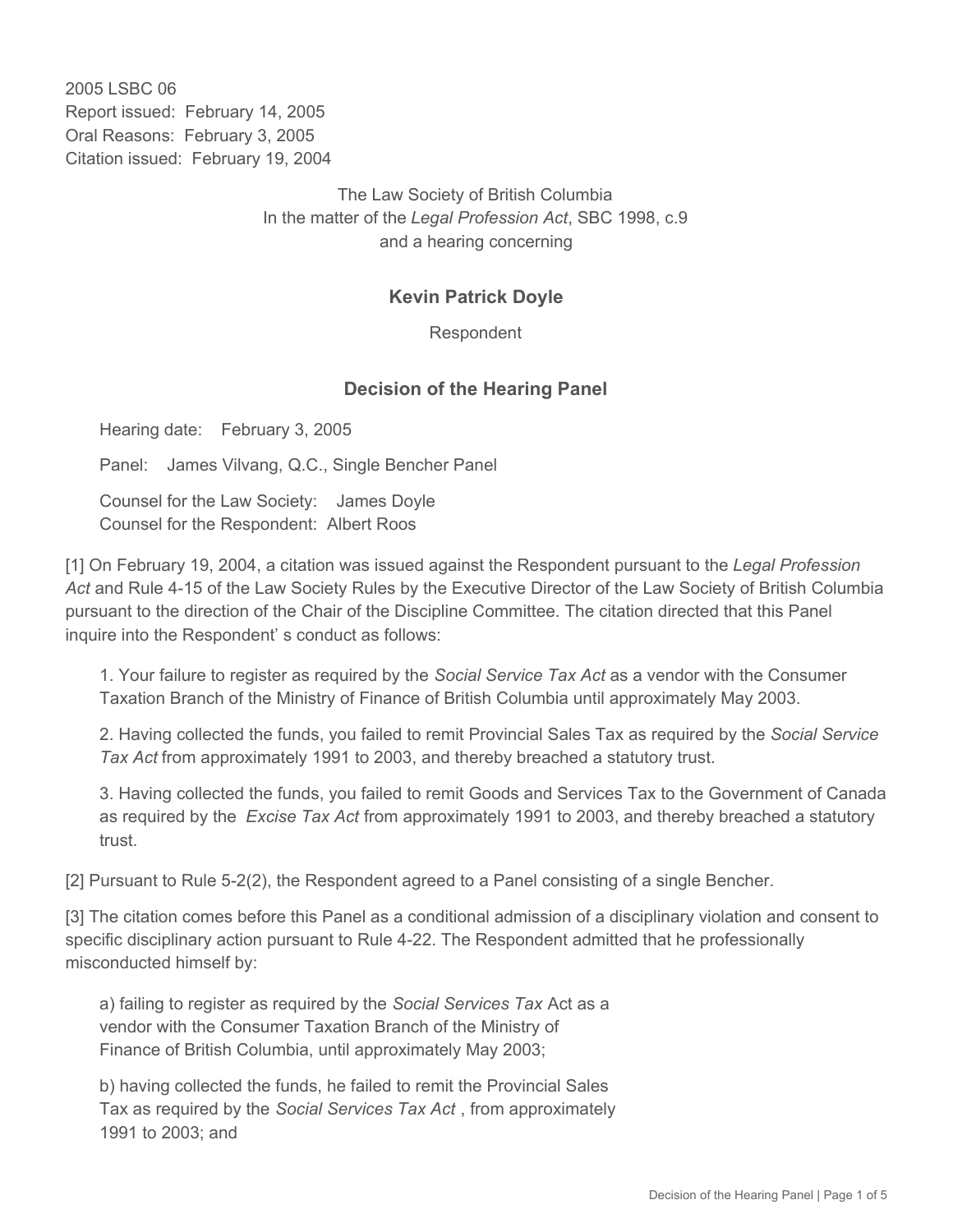2005 LSBC 06
Report issued: February 14, 2005
Oral Reasons: February 3, 2005
Citation issued: February 19, 2004

The Law Society of British Columbia
In the matter of the *Legal Profession Act*, SBC 1998, c.9
and a hearing concerning

## Kevin Patrick Doyle

Respondent

## Decision of the Hearing Panel

Hearing date: February 3, 2005

Panel: James Vilvang, Q.C., Single Bencher Panel

Counsel for the Law Society: James Doyle
Counsel for the Respondent: Albert Roos

[1] On February 19, 2004, a citation was issued against the Respondent pursuant to the *Legal Profession Act* and Rule 4-15 of the Law Society Rules by the Executive Director of the Law Society of British Columbia pursuant to the direction of the Chair of the Discipline Committee. The citation directed that this Panel inquire into the Respondent' s conduct as follows:

1. Your failure to register as required by the *Social Service Tax Act* as a vendor with the Consumer Taxation Branch of the Ministry of Finance of British Columbia until approximately May 2003.

2. Having collected the funds, you failed to remit Provincial Sales Tax as required by the *Social Service Tax Act* from approximately 1991 to 2003, and thereby breached a statutory trust.

3. Having collected the funds, you failed to remit Goods and Services Tax to the Government of Canada as required by the *Excise Tax Act* from approximately 1991 to 2003, and thereby breached a statutory trust.

[2] Pursuant to Rule 5-2(2), the Respondent agreed to a Panel consisting of a single Bencher.

[3] The citation comes before this Panel as a conditional admission of a disciplinary violation and consent to specific disciplinary action pursuant to Rule 4-22. The Respondent admitted that he professionally misconducted himself by:

a) failing to register as required by the *Social Services Tax* Act as a vendor with the Consumer Taxation Branch of the Ministry of Finance of British Columbia, until approximately May 2003;

b) having collected the funds, he failed to remit the Provincial Sales Tax as required by the *Social Services Tax Act* , from approximately 1991 to 2003; and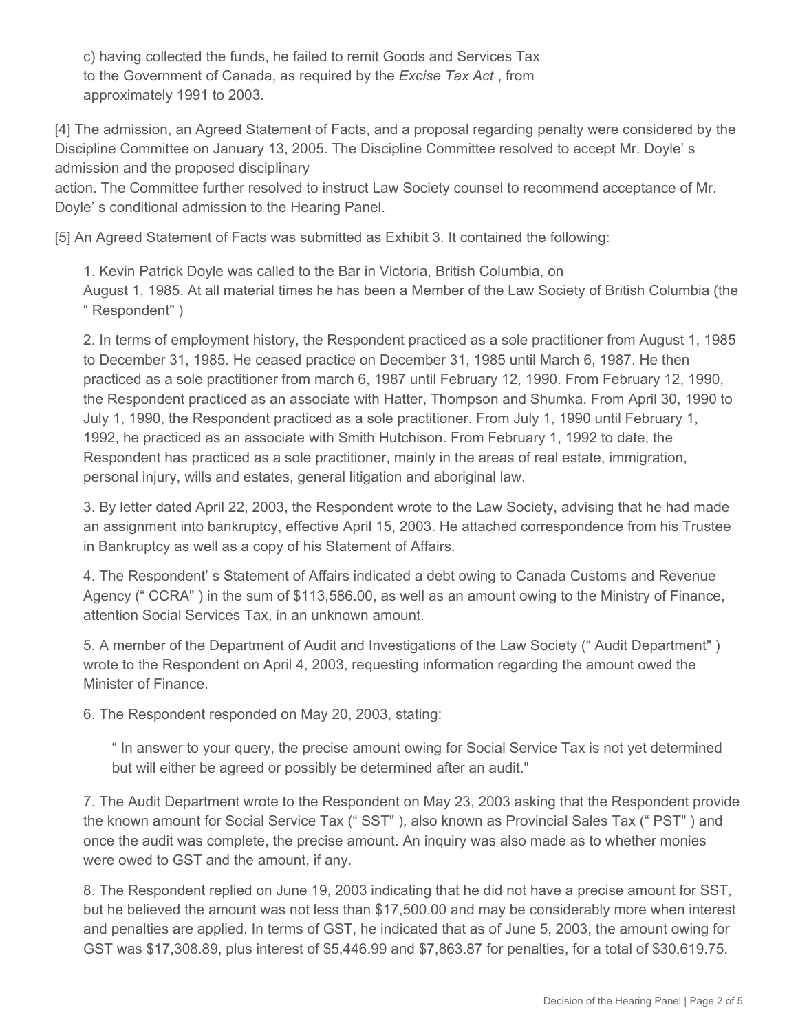c) having collected the funds, he failed to remit Goods and Services Tax to the Government of Canada, as required by the *Excise Tax Act* , from approximately 1991 to 2003.

[4] The admission, an Agreed Statement of Facts, and a proposal regarding penalty were considered by the Discipline Committee on January 13, 2005. The Discipline Committee resolved to accept Mr. Doyle' s admission and the proposed disciplinary action. The Committee further resolved to instruct Law Society counsel to recommend acceptance of Mr. Doyle' s conditional admission to the Hearing Panel.

[5] An Agreed Statement of Facts was submitted as Exhibit 3. It contained the following:

1. Kevin Patrick Doyle was called to the Bar in Victoria, British Columbia, on August 1, 1985. At all material times he has been a Member of the Law Society of British Columbia (the " Respondent" )

2. In terms of employment history, the Respondent practiced as a sole practitioner from August 1, 1985 to December 31, 1985. He ceased practice on December 31, 1985 until March 6, 1987. He then practiced as a sole practitioner from march 6, 1987 until February 12, 1990. From February 12, 1990, the Respondent practiced as an associate with Hatter, Thompson and Shumka. From April 30, 1990 to July 1, 1990, the Respondent practiced as a sole practitioner. From July 1, 1990 until February 1, 1992, he practiced as an associate with Smith Hutchison. From February 1, 1992 to date, the Respondent has practiced as a sole practitioner, mainly in the areas of real estate, immigration, personal injury, wills and estates, general litigation and aboriginal law.

3. By letter dated April 22, 2003, the Respondent wrote to the Law Society, advising that he had made an assignment into bankruptcy, effective April 15, 2003. He attached correspondence from his Trustee in Bankruptcy as well as a copy of his Statement of Affairs.

4. The Respondent' s Statement of Affairs indicated a debt owing to Canada Customs and Revenue Agency (" CCRA" ) in the sum of $113,586.00, as well as an amount owing to the Ministry of Finance, attention Social Services Tax, in an unknown amount.

5. A member of the Department of Audit and Investigations of the Law Society (" Audit Department" ) wrote to the Respondent on April 4, 2003, requesting information regarding the amount owed the Minister of Finance.

6. The Respondent responded on May 20, 2003, stating:

> " In answer to your query, the precise amount owing for Social Service Tax is not yet determined but will either be agreed or possibly be determined after an audit."

7. The Audit Department wrote to the Respondent on May 23, 2003 asking that the Respondent provide the known amount for Social Service Tax (" SST" ), also known as Provincial Sales Tax (" PST" ) and once the audit was complete, the precise amount. An inquiry was also made as to whether monies were owed to GST and the amount, if any.

8. The Respondent replied on June 19, 2003 indicating that he did not have a precise amount for SST, but he believed the amount was not less than $17,500.00 and may be considerably more when interest and penalties are applied. In terms of GST, he indicated that as of June 5, 2003, the amount owing for GST was $17,308.89, plus interest of $5,446.99 and $7,863.87 for penalties, for a total of $30,619.75.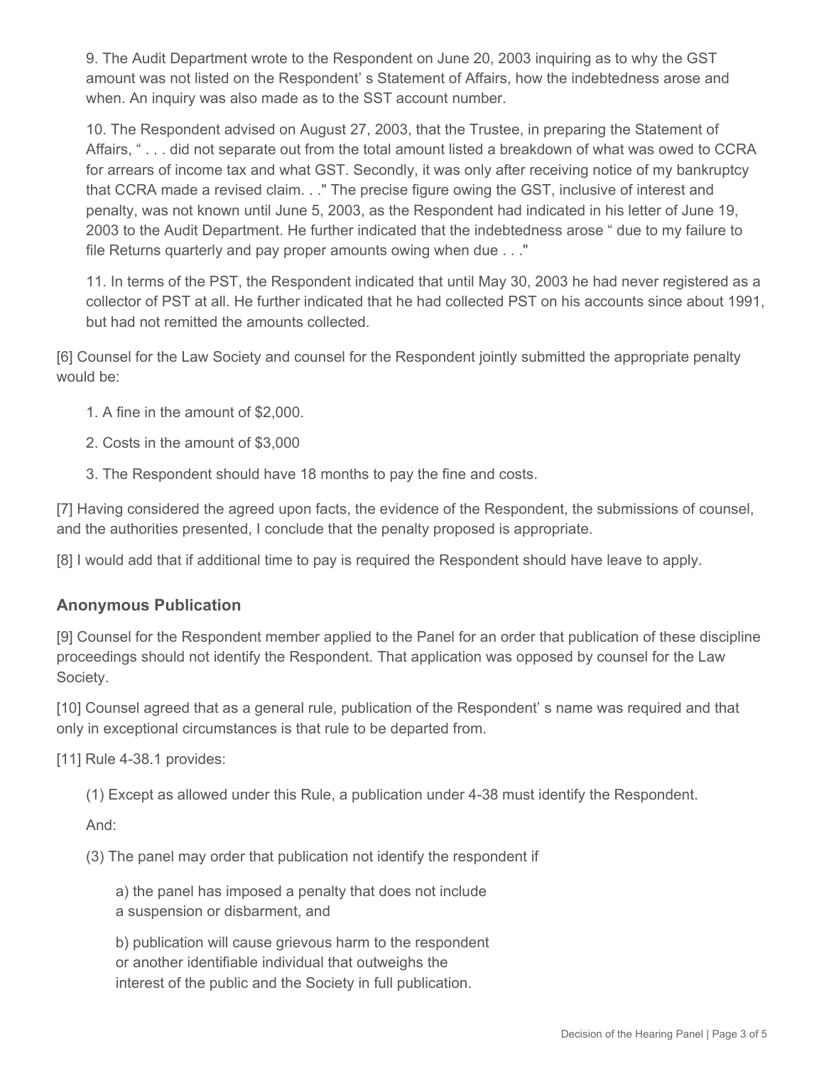9. The Audit Department wrote to the Respondent on June 20, 2003 inquiring as to why the GST amount was not listed on the Respondent' s Statement of Affairs, how the indebtedness arose and when. An inquiry was also made as to the SST account number.

10. The Respondent advised on August 27, 2003, that the Trustee, in preparing the Statement of Affairs, " . . . did not separate out from the total amount listed a breakdown of what was owed to CCRA for arrears of income tax and what GST. Secondly, it was only after receiving notice of my bankruptcy that CCRA made a revised claim. . ." The precise figure owing the GST, inclusive of interest and penalty, was not known until June 5, 2003, as the Respondent had indicated in his letter of June 19, 2003 to the Audit Department. He further indicated that the indebtedness arose " due to my failure to file Returns quarterly and pay proper amounts owing when due . . ."

11. In terms of the PST, the Respondent indicated that until May 30, 2003 he had never registered as a collector of PST at all. He further indicated that he had collected PST on his accounts since about 1991, but had not remitted the amounts collected.

[6] Counsel for the Law Society and counsel for the Respondent jointly submitted the appropriate penalty would be:

1. A fine in the amount of $2,000.
2. Costs in the amount of $3,000
3. The Respondent should have 18 months to pay the fine and costs.

[7] Having considered the agreed upon facts, the evidence of the Respondent, the submissions of counsel, and the authorities presented, I conclude that the penalty proposed is appropriate.

[8] I would add that if additional time to pay is required the Respondent should have leave to apply.

## Anonymous Publication

[9] Counsel for the Respondent member applied to the Panel for an order that publication of these discipline proceedings should not identify the Respondent. That application was opposed by counsel for the Law Society.

[10] Counsel agreed that as a general rule, publication of the Respondent' s name was required and that only in exceptional circumstances is that rule to be departed from.

[11] Rule 4-38.1 provides:

(1) Except as allowed under this Rule, a publication under 4-38 must identify the Respondent.

And:

(3) The panel may order that publication not identify the respondent if

a) the panel has imposed a penalty that does not include a suspension or disbarment, and

b) publication will cause grievous harm to the respondent or another identifiable individual that outweighs the interest of the public and the Society in full publication.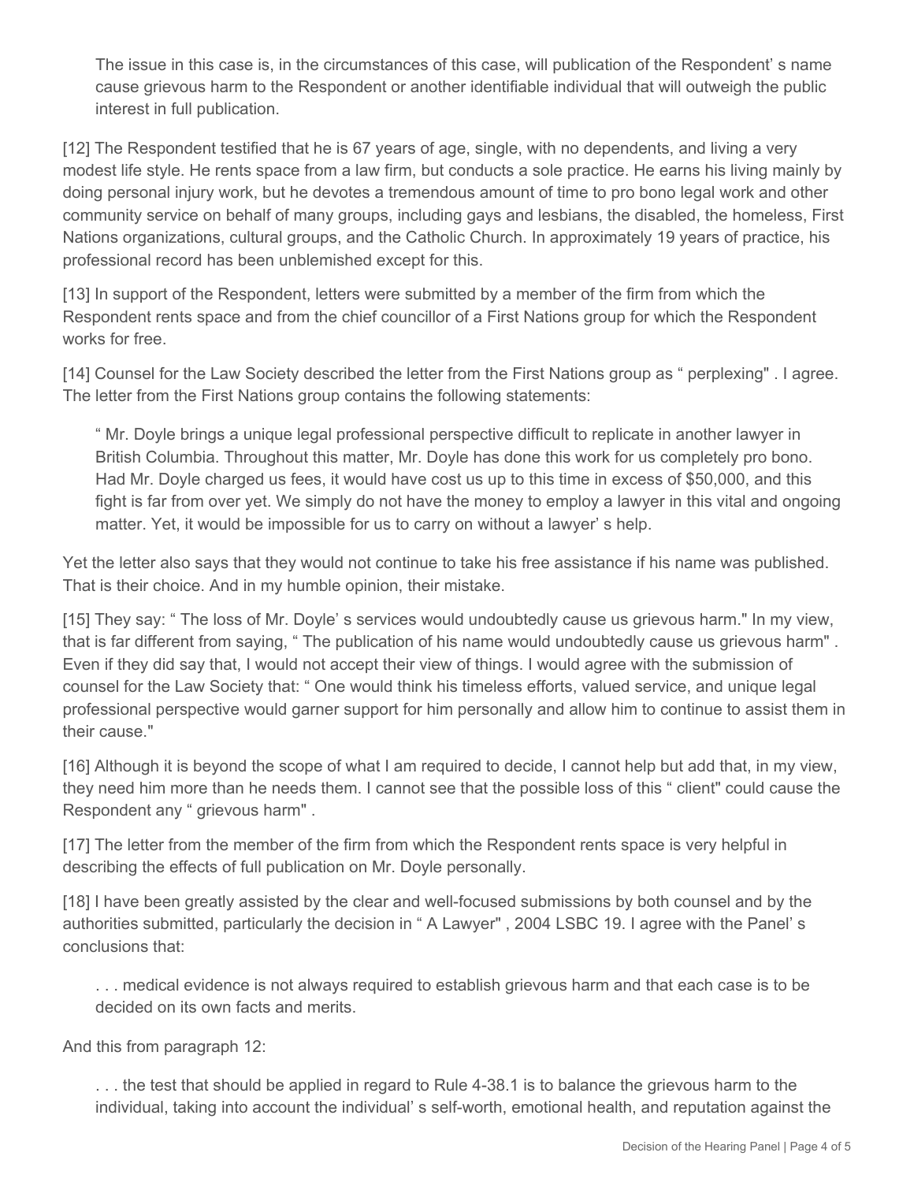> The issue in this case is, in the circumstances of this case, will publication of the Respondent’ s name cause grievous harm to the Respondent or another identifiable individual that will outweigh the public interest in full publication.

[12] The Respondent testified that he is 67 years of age, single, with no dependents, and living a very modest life style. He rents space from a law firm, but conducts a sole practice. He earns his living mainly by doing personal injury work, but he devotes a tremendous amount of time to pro bono legal work and other community service on behalf of many groups, including gays and lesbians, the disabled, the homeless, First Nations organizations, cultural groups, and the Catholic Church. In approximately 19 years of practice, his professional record has been unblemished except for this.

[13] In support of the Respondent, letters were submitted by a member of the firm from which the Respondent rents space and from the chief councillor of a First Nations group for which the Respondent works for free.

[14] Counsel for the Law Society described the letter from the First Nations group as “ perplexing" . I agree. The letter from the First Nations group contains the following statements:

> “ Mr. Doyle brings a unique legal professional perspective difficult to replicate in another lawyer in British Columbia. Throughout this matter, Mr. Doyle has done this work for us completely pro bono. Had Mr. Doyle charged us fees, it would have cost us up to this time in excess of $50,000, and this fight is far from over yet. We simply do not have the money to employ a lawyer in this vital and ongoing matter. Yet, it would be impossible for us to carry on without a lawyer’ s help.

Yet the letter also says that they would not continue to take his free assistance if his name was published. That is their choice. And in my humble opinion, their mistake.

[15] They say: “ The loss of Mr. Doyle’ s services would undoubtedly cause us grievous harm." In my view, that is far different from saying, “ The publication of his name would undoubtedly cause us grievous harm" . Even if they did say that, I would not accept their view of things. I would agree with the submission of counsel for the Law Society that: “ One would think his timeless efforts, valued service, and unique legal professional perspective would garner support for him personally and allow him to continue to assist them in their cause."

[16] Although it is beyond the scope of what I am required to decide, I cannot help but add that, in my view, they need him more than he needs them. I cannot see that the possible loss of this “ client" could cause the Respondent any “ grievous harm" .

[17] The letter from the member of the firm from which the Respondent rents space is very helpful in describing the effects of full publication on Mr. Doyle personally.

[18] I have been greatly assisted by the clear and well-focused submissions by both counsel and by the authorities submitted, particularly the decision in “ A Lawyer" , 2004 LSBC 19. I agree with the Panel’ s conclusions that:

> . . . medical evidence is not always required to establish grievous harm and that each case is to be decided on its own facts and merits.

And this from paragraph 12:

> . . . the test that should be applied in regard to Rule 4-38.1 is to balance the grievous harm to the individual, taking into account the individual’ s self-worth, emotional health, and reputation against the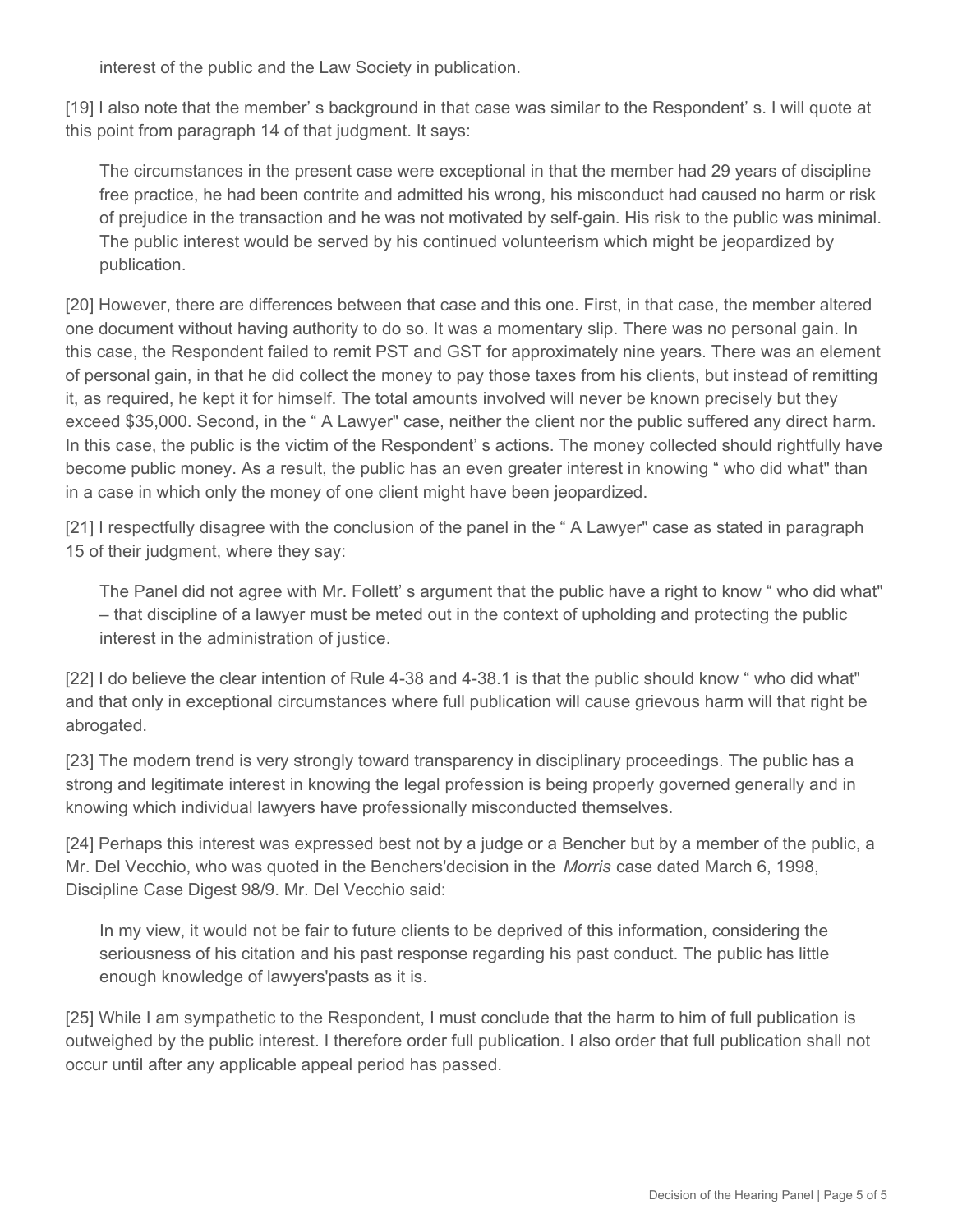interest of the public and the Law Society in publication.

[19] I also note that the member' s background in that case was similar to the Respondent' s. I will quote at this point from paragraph 14 of that judgment. It says:

> The circumstances in the present case were exceptional in that the member had 29 years of discipline free practice, he had been contrite and admitted his wrong, his misconduct had caused no harm or risk of prejudice in the transaction and he was not motivated by self-gain. His risk to the public was minimal. The public interest would be served by his continued volunteerism which might be jeopardized by publication.

[20] However, there are differences between that case and this one. First, in that case, the member altered one document without having authority to do so. It was a momentary slip. There was no personal gain. In this case, the Respondent failed to remit PST and GST for approximately nine years. There was an element of personal gain, in that he did collect the money to pay those taxes from his clients, but instead of remitting it, as required, he kept it for himself. The total amounts involved will never be known precisely but they exceed $35,000. Second, in the " A Lawyer" case, neither the client nor the public suffered any direct harm. In this case, the public is the victim of the Respondent' s actions. The money collected should rightfully have become public money. As a result, the public has an even greater interest in knowing " who did what" than in a case in which only the money of one client might have been jeopardized.

[21] I respectfully disagree with the conclusion of the panel in the " A Lawyer" case as stated in paragraph 15 of their judgment, where they say:

> The Panel did not agree with Mr. Follett' s argument that the public have a right to know " who did what" – that discipline of a lawyer must be meted out in the context of upholding and protecting the public interest in the administration of justice.

[22] I do believe the clear intention of Rule 4-38 and 4-38.1 is that the public should know " who did what" and that only in exceptional circumstances where full publication will cause grievous harm will that right be abrogated.

[23] The modern trend is very strongly toward transparency in disciplinary proceedings. The public has a strong and legitimate interest in knowing the legal profession is being properly governed generally and in knowing which individual lawyers have professionally misconducted themselves.

[24] Perhaps this interest was expressed best not by a judge or a Bencher but by a member of the public, a Mr. Del Vecchio, who was quoted in the Benchers'decision in the *Morris* case dated March 6, 1998, Discipline Case Digest 98/9. Mr. Del Vecchio said:

> In my view, it would not be fair to future clients to be deprived of this information, considering the seriousness of his citation and his past response regarding his past conduct. The public has little enough knowledge of lawyers'pasts as it is.

[25] While I am sympathetic to the Respondent, I must conclude that the harm to him of full publication is outweighed by the public interest. I therefore order full publication. I also order that full publication shall not occur until after any applicable appeal period has passed.